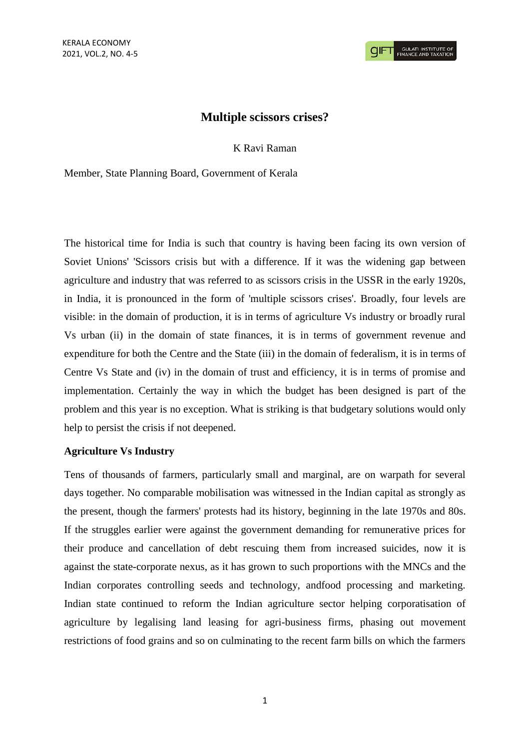# Multiple scissors crises?

K Ravi Raman

Member, State Planning Board, Government of Kerala

The historical time for India is such that country is having been facing its own version of Soviet Unions' 'Scissors crisis but with a difference. If it was the widening gap between agriculture and industry that was referred to as scissors crisis in the USSR in the early 1920s, in India, it is pronounced in the form of 'multiple scissors crises'. Broadly, four levels are visible: in the domain of production, it is in terms of agriculture Vs industry or broadly rural Vs urban (ii) in the domain of state finances, it is in terms of government revenue and expenditure for both the Centre and the State (iii) in the domain of federalism, it is in terms of Centre Vs State and (iv) in the domain of trust and efficiency, it is in terms of promise and implementation. Certainly the way in which the budget has been designed is part of the problem and this year is no exception. What is striking is that budgetary solutions would only help to persist the crisis if not deepened.

## Agriculture Vs Industry

Tens of thousands of farmers, particularly small and marginal, are on warpath for several days together. No comparable mobilisation was witnessed in the Indian capital as strongly as the present, though the farmers' protests had its history, beginning in the late 1970s and 80s. If the struggles earlier were against the government demanding for remunerative prices for their produce and cancellation of debt rescuing them from increased suicides, now it is against the state-corporate nexus, as it has grown to such proportions with the MNCs and the Indian corporates controlling seeds and technology, andfood processing and marketing. Indian state continued to reform the Indian agriculture sector helping corporatisation of agriculture by legalising land leasing for agri-business firms, phasing out movement restrictions of food grains and so on culminating to the recent farm bills on which the farmers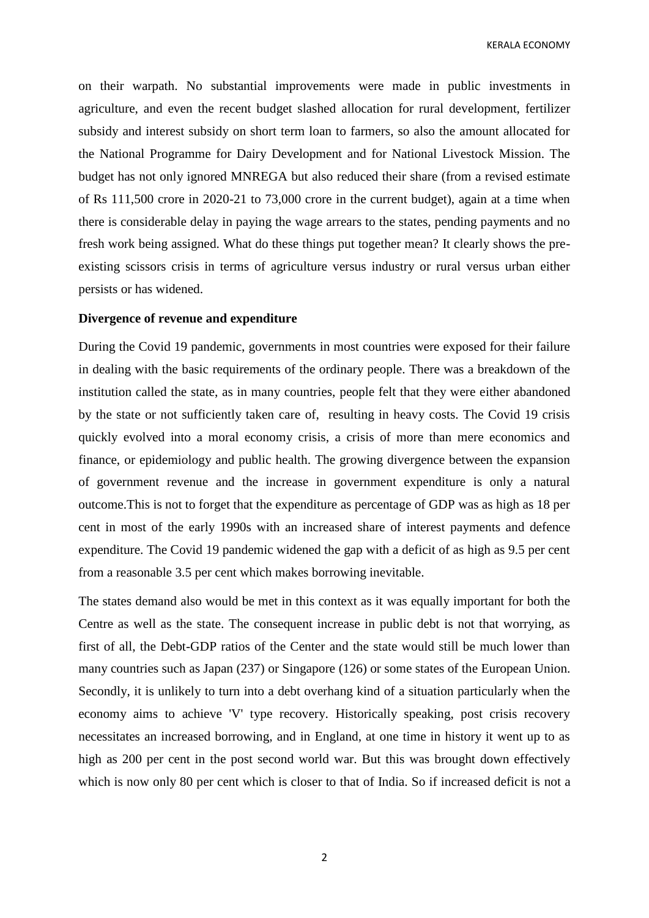on their warpath. No substantial improvements were made in public investments in agriculture, and even the recent budget slashed allocation for rural development, fertilizer subsidy and interest subsidy on short term loan to farmers, so also the amount allocated for the National Programme for Dairy Development and for National Livestock Mission. The budget has not only ignored MNREGA but also reduced their share (from a revised estimate of Rs 111,500 crore in 2020-21 to 73,000 crore in the current budget), again at a time when there is considerable delay in paying the wage arrears to the states, pending payments and no fresh work being assigned. What do these things put together mean? It clearly shows the pre-existing scissors crisis in terms of agriculture versus industry or rural versus urban either persists or has widened.

**Divergence of revenue and expenditure**

During the Covid 19 pandemic, governments in most countries were exposed for their failure in dealing with the basic requirements of the ordinary people. There was a breakdown of the institution called the state, as in many countries, people felt that they were either abandoned by the state or not sufficiently taken care of, resulting in heavy costs. The Covid 19 crisis quickly evolved into a moral economy crisis, a crisis of more than mere economics and finance, or epidemiology and public health. The growing divergence between the expansion of government revenue and the increase in government expenditure is only a natural outcome.This is not to forget that the expenditure as percentage of GDP was as high as 18 per cent in most of the early 1990s with an increased share of interest payments and defence expenditure. The Covid 19 pandemic widened the gap with a deficit of as high as 9.5 per cent from a reasonable 3.5 per cent which makes borrowing inevitable.

The states demand also would be met in this context as it was equally important for both the Centre as well as the state. The consequent increase in public debt is not that worrying, as first of all, the Debt-GDP ratios of the Center and the state would still be much lower than many countries such as Japan (237) or Singapore (126) or some states of the European Union. Secondly, it is unlikely to turn into a debt overhang kind of a situation particularly when the economy aims to achieve 'V' type recovery. Historically speaking, post crisis recovery necessitates an increased borrowing, and in England, at one time in history it went up to as high as 200 per cent in the post second world war. But this was brought down effectively which is now only 80 per cent which is closer to that of India. So if increased deficit is not a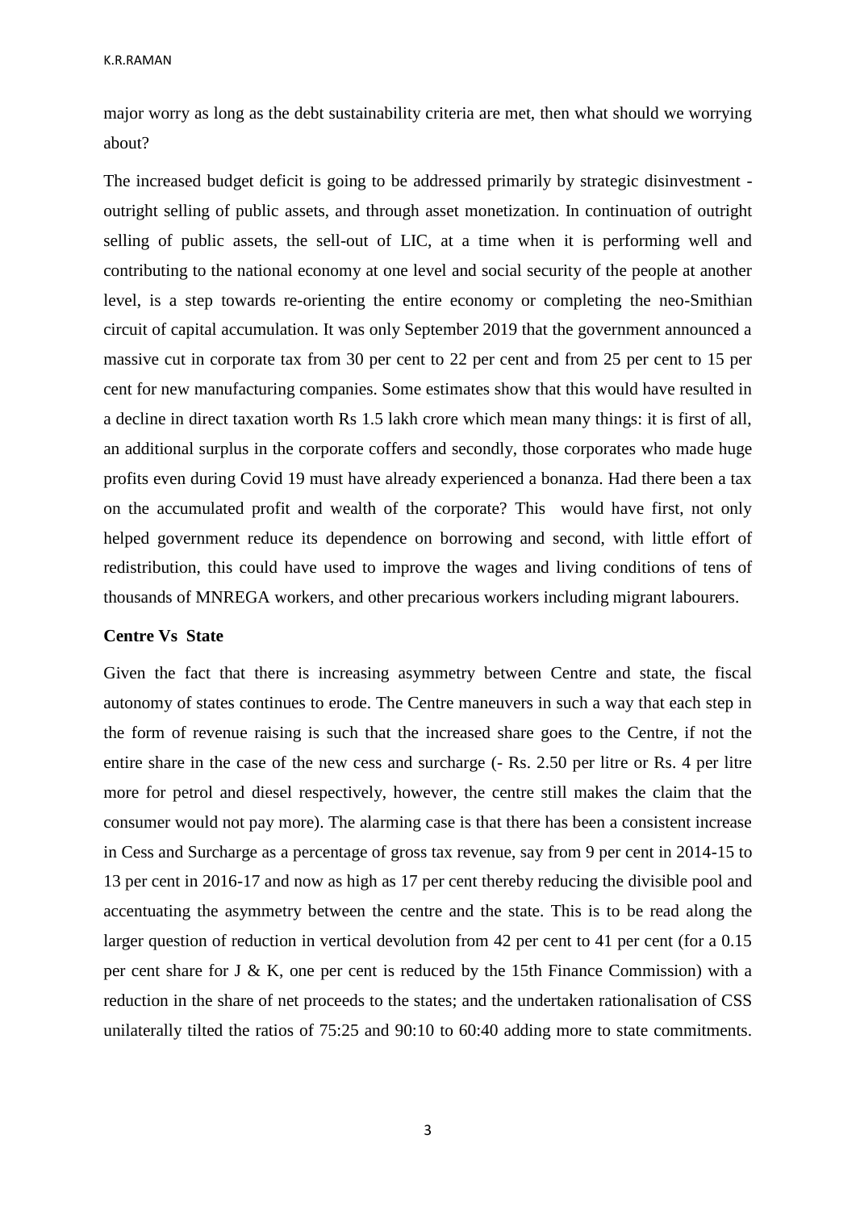major worry as long as the debt sustainability criteria are met, then what should we worrying about?

The increased budget deficit is going to be addressed primarily by strategic disinvestment - outright selling of public assets, and through asset monetization. In continuation of outright selling of public assets, the sell-out of LIC, at a time when it is performing well and contributing to the national economy at one level and social security of the people at another level, is a step towards re-orienting the entire economy or completing the neo-Smithian circuit of capital accumulation. It was only September 2019 that the government announced a massive cut in corporate tax from 30 per cent to 22 per cent and from 25 per cent to 15 per cent for new manufacturing companies. Some estimates show that this would have resulted in a decline in direct taxation worth Rs 1.5 lakh crore which mean many things: it is first of all, an additional surplus in the corporate coffers and secondly, those corporates who made huge profits even during Covid 19 must have already experienced a bonanza. Had there been a tax on the accumulated profit and wealth of the corporate? This would have first, not only helped government reduce its dependence on borrowing and second, with little effort of redistribution, this could have used to improve the wages and living conditions of tens of thousands of MNREGA workers, and other precarious workers including migrant labourers.

**Centre Vs State**

Given the fact that there is increasing asymmetry between Centre and state, the fiscal autonomy of states continues to erode. The Centre maneuvers in such a way that each step in the form of revenue raising is such that the increased share goes to the Centre, if not the entire share in the case of the new cess and surcharge (- Rs. 2.50 per litre or Rs. 4 per litre more for petrol and diesel respectively, however, the centre still makes the claim that the consumer would not pay more). The alarming case is that there has been a consistent increase in Cess and Surcharge as a percentage of gross tax revenue, say from 9 per cent in 2014-15 to 13 per cent in 2016-17 and now as high as 17 per cent thereby reducing the divisible pool and accentuating the asymmetry between the centre and the state. This is to be read along the larger question of reduction in vertical devolution from 42 per cent to 41 per cent (for a 0.15 per cent share for J & K, one per cent is reduced by the 15th Finance Commission) with a reduction in the share of net proceeds to the states; and the undertaken rationalisation of CSS unilaterally tilted the ratios of 75:25 and 90:10 to 60:40 adding more to state commitments.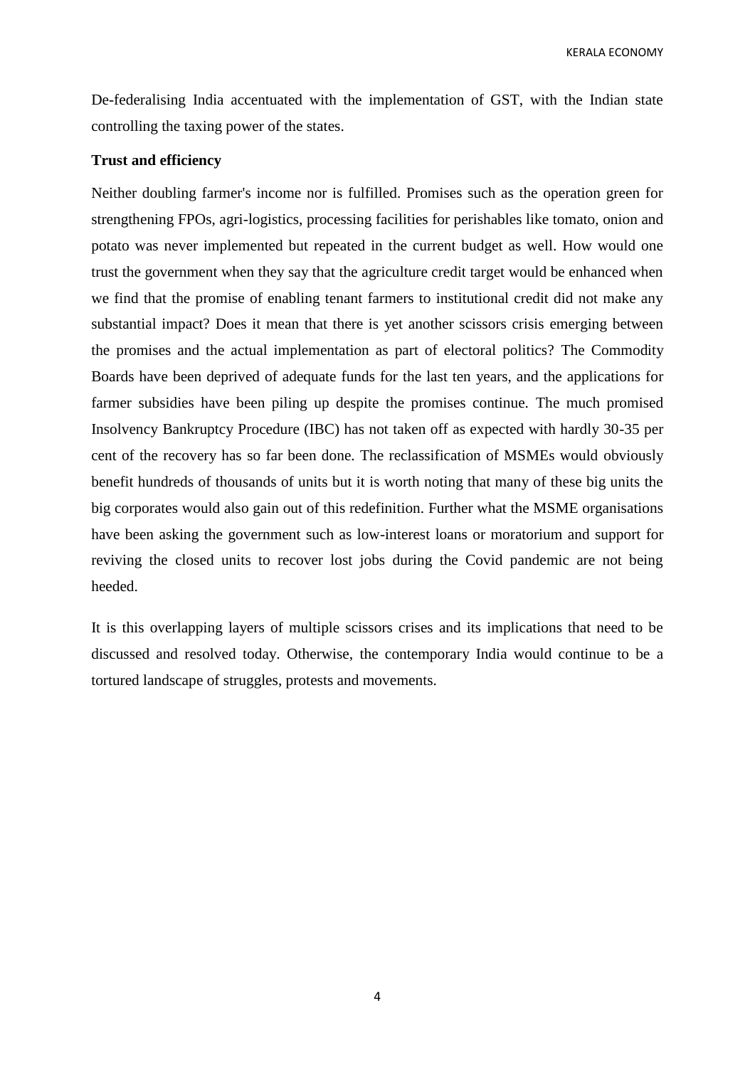De-federalising India accentuated with the implementation of GST, with the Indian state controlling the taxing power of the states.

**Trust and efficiency**

Neither doubling farmer's income nor is fulfilled. Promises such as the operation green for strengthening FPOs, agri-logistics, processing facilities for perishables like tomato, onion and potato was never implemented but repeated in the current budget as well. How would one trust the government when they say that the agriculture credit target would be enhanced when we find that the promise of enabling tenant farmers to institutional credit did not make any substantial impact? Does it mean that there is yet another scissors crisis emerging between the promises and the actual implementation as part of electoral politics? The Commodity Boards have been deprived of adequate funds for the last ten years, and the applications for farmer subsidies have been piling up despite the promises continue. The much promised Insolvency Bankruptcy Procedure (IBC) has not taken off as expected with hardly 30-35 per cent of the recovery has so far been done. The reclassification of MSMEs would obviously benefit hundreds of thousands of units but it is worth noting that many of these big units the big corporates would also gain out of this redefinition. Further what the MSME organisations have been asking the government such as low-interest loans or moratorium and support for reviving the closed units to recover lost jobs during the Covid pandemic are not being heeded.

It is this overlapping layers of multiple scissors crises and its implications that need to be discussed and resolved today. Otherwise, the contemporary India would continue to be a tortured landscape of struggles, protests and movements.